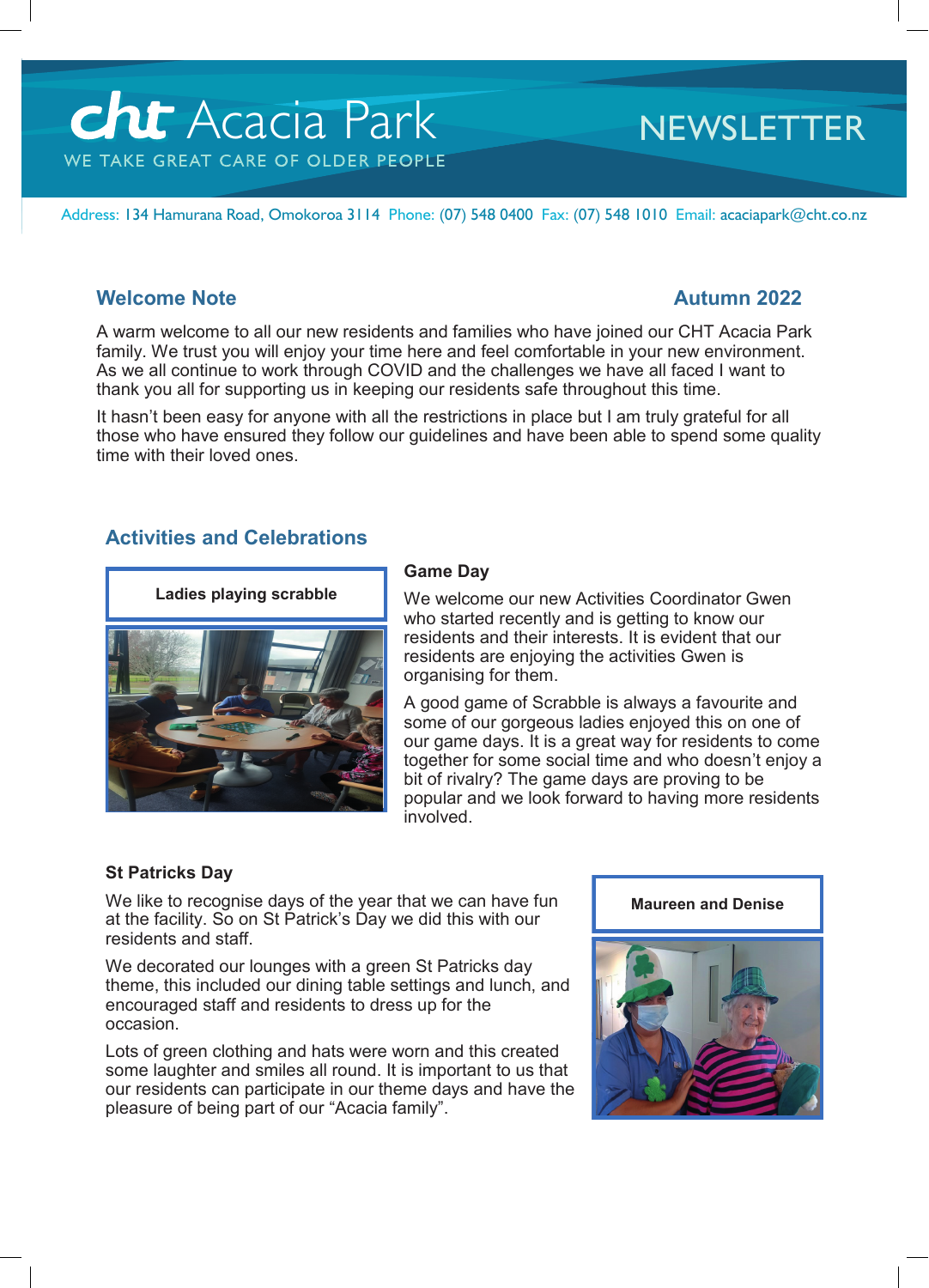# cht Acacia Park NEWSLETTER

WE TAKE GREAT CARE OF OLDER PEOPLE

Address: 134 Hamurana Road, Omokoroa 3114 Phone: (07) 548 0400 Fax: (07) 548 1010 Email: acaciapark@cht.co.nz

## Welcome Note

**Autumn 2022**

A warm welcome to all our new residents and families who have joined our CHT Acacia Park family. We trust you will enjoy your time here and feel comfortable in your new environment. As we all continue to work through COVID and the challenges we have all faced I want to thank you all for supporting us in keeping our residents safe throughout this time.

It hasn't been easy for anyone with all the restrictions in place but I am truly grateful for all those who have ensured they follow our guidelines and have been able to spend some quality time with their loved ones.

## Activities and Celebrations

**Ladies playing scrabble**

### Game Day

We welcome our new Activities Coordinator Gwen who started recently and is getting to know our residents and their interests. It is evident that our residents are enjoying the activities Gwen is organising for them.

A good game of Scrabble is always a favourite and some of our gorgeous ladies enjoyed this on one of our game days. It is a great way for residents to come together for some social time and who doesn't enjoy a bit of rivalry? The game days are proving to be popular and we look forward to having more residents involved.

### St Patricks Day

We like to recognise days of the year that we can have fun at the facility. So on St Patrick's Day we did this with our residents and staff.

We decorated our lounges with a green St Patricks day theme, this included our dining table settings and lunch, and encouraged staff and residents to dress up for the occasion.

Lots of green clothing and hats were worn and this created some laughter and smiles all round. It is important to us that our residents can participate in our theme days and have the pleasure of being part of our "Acacia family".

**Maureen and Denise**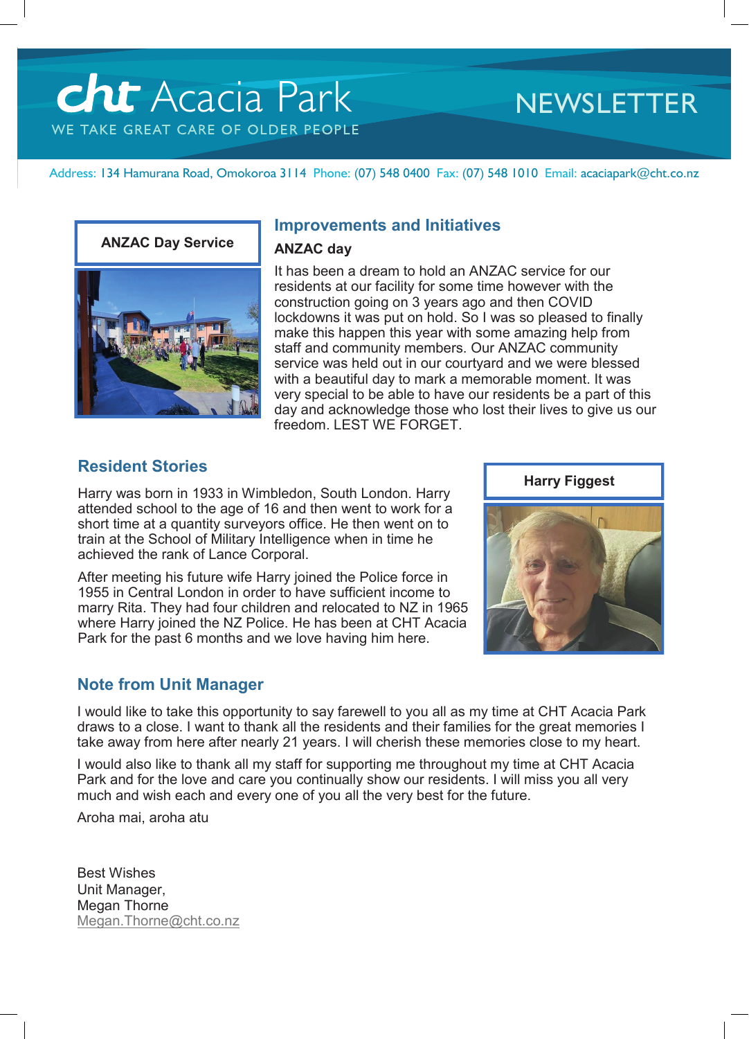# cht Acacia Park

WE TAKE GREAT CARE OF OLDER PEOPLE

# NEWSLETTER

Address: 134 Hamurana Road, Omokoroa 3114 Phone: (07) 548 0400 Fax: (07) 548 1010 Email: acaciapark@cht.co.nz

**ANZAC Day Service**

## Improvements and Initiatives

### ANZAC day

It has been a dream to hold an ANZAC service for our residents at our facility for some time however with the construction going on 3 years ago and then COVID lockdowns it was put on hold. So I was so pleased to finally make this happen this year with some amazing help from staff and community members. Our ANZAC community service was held out in our courtyard and we were blessed with a beautiful day to mark a memorable moment. It was very special to be able to have our residents be a part of this day and acknowledge those who lost their lives to give us our freedom. LEST WE FORGET.

## Resident Stories

**Harry Figgest**

Harry was born in 1933 in Wimbledon, South London. Harry attended school to the age of 16 and then went to work for a short time at a quantity surveyors office. He then went on to train at the School of Military Intelligence when in time he achieved the rank of Lance Corporal.

After meeting his future wife Harry joined the Police force in 1955 in Central London in order to have sufficient income to marry Rita. They had four children and relocated to NZ in 1965 where Harry joined the NZ Police. He has been at CHT Acacia Park for the past 6 months and we love having him here.

## Note from Unit Manager

I would like to take this opportunity to say farewell to you all as my time at CHT Acacia Park draws to a close. I want to thank all the residents and their families for the great memories I take away from here after nearly 21 years. I will cherish these memories close to my heart.

I would also like to thank all my staff for supporting me throughout my time at CHT Acacia Park and for the love and care you continually show our residents. I will miss you all very much and wish each and every one of you all the very best for the future.

Aroha mai, aroha atu

Best Wishes
Unit Manager,
Megan Thorne
Megan.Thorne@cht.co.nz